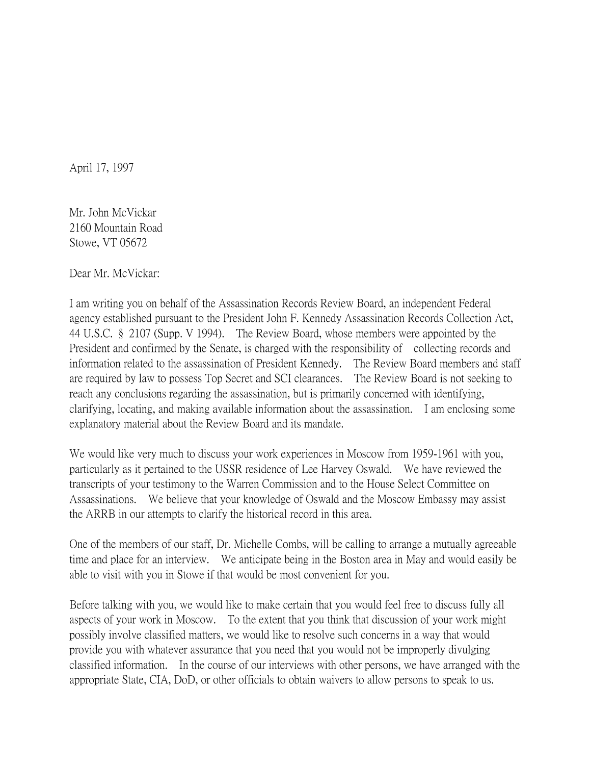April 17, 1997

Mr. John McVickar
2160 Mountain Road
Stowe, VT 05672

Dear Mr. McVickar:

I am writing you on behalf of the Assassination Records Review Board, an independent Federal agency established pursuant to the President John F. Kennedy Assassination Records Collection Act, 44 U.S.C. § 2107 (Supp. V 1994). The Review Board, whose members were appointed by the President and confirmed by the Senate, is charged with the responsibility of collecting records and information related to the assassination of President Kennedy. The Review Board members and staff are required by law to possess Top Secret and SCI clearances. The Review Board is not seeking to reach any conclusions regarding the assassination, but is primarily concerned with identifying, clarifying, locating, and making available information about the assassination. I am enclosing some explanatory material about the Review Board and its mandate.

We would like very much to discuss your work experiences in Moscow from 1959-1961 with you, particularly as it pertained to the USSR residence of Lee Harvey Oswald. We have reviewed the transcripts of your testimony to the Warren Commission and to the House Select Committee on Assassinations. We believe that your knowledge of Oswald and the Moscow Embassy may assist the ARRB in our attempts to clarify the historical record in this area.

One of the members of our staff, Dr. Michelle Combs, will be calling to arrange a mutually agreeable time and place for an interview. We anticipate being in the Boston area in May and would easily be able to visit with you in Stowe if that would be most convenient for you.

Before talking with you, we would like to make certain that you would feel free to discuss fully all aspects of your work in Moscow. To the extent that you think that discussion of your work might possibly involve classified matters, we would like to resolve such concerns in a way that would provide you with whatever assurance that you need that you would not be improperly divulging classified information. In the course of our interviews with other persons, we have arranged with the appropriate State, CIA, DoD, or other officials to obtain waivers to allow persons to speak to us.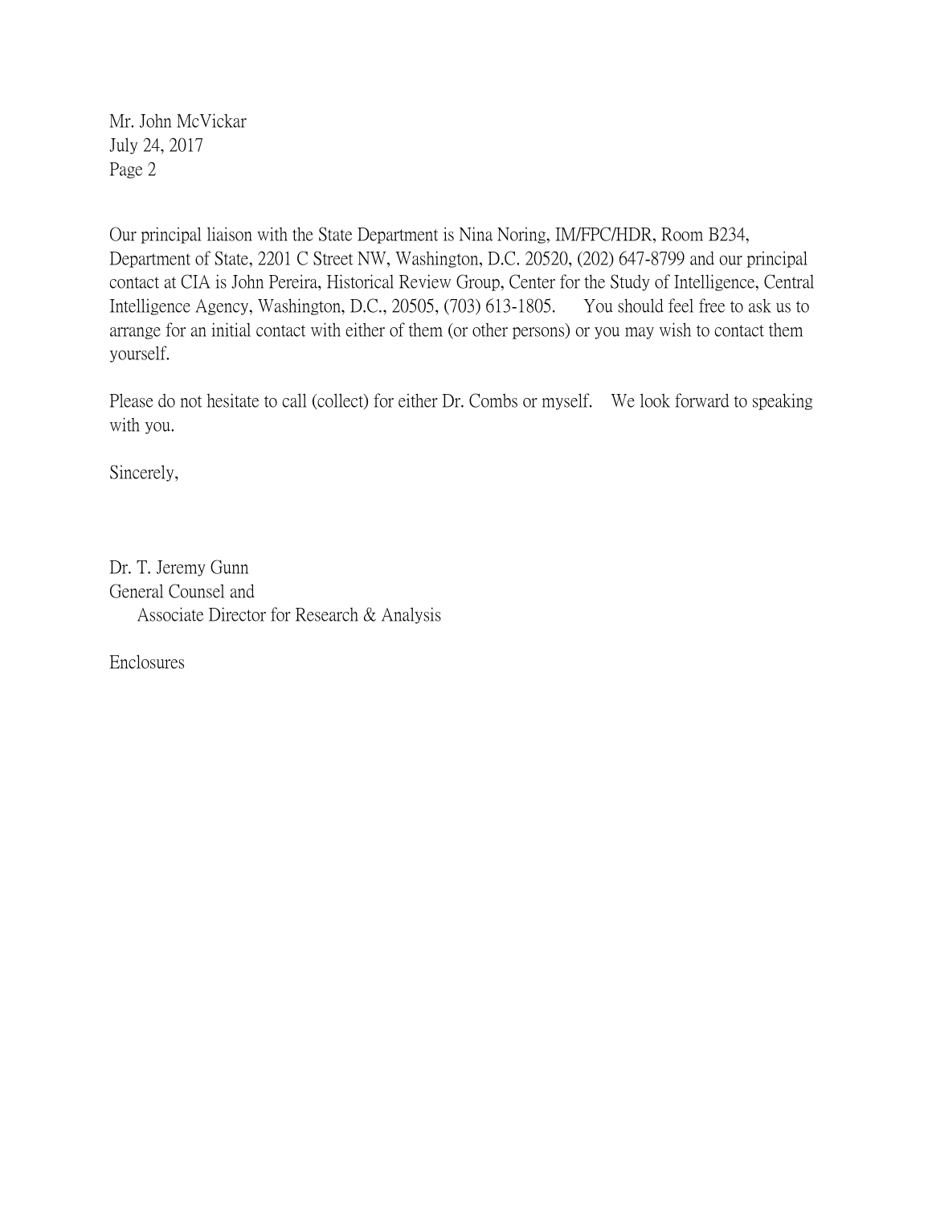Mr. John McVickar
July 24, 2017
Page 2

Our principal liaison with the State Department is Nina Noring, IM/FPC/HDR, Room B234, Department of State, 2201 C Street NW, Washington, D.C. 20520, (202) 647-8799 and our principal contact at CIA is John Pereira, Historical Review Group, Center for the Study of Intelligence, Central Intelligence Agency, Washington, D.C., 20505, (703) 613-1805. You should feel free to ask us to arrange for an initial contact with either of them (or other persons) or you may wish to contact them yourself.

Please do not hesitate to call (collect) for either Dr. Combs or myself. We look forward to speaking with you.

Sincerely,

Dr. T. Jeremy Gunn
General Counsel and
Associate Director for Research & Analysis

Enclosures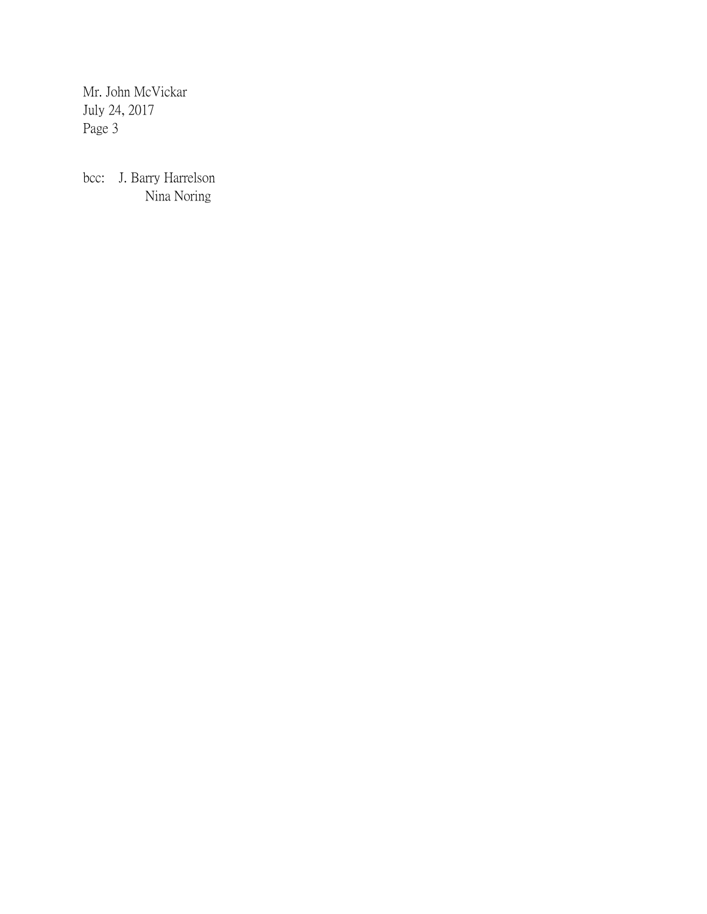bcc: J. Barry Harrelson
Nina Noring